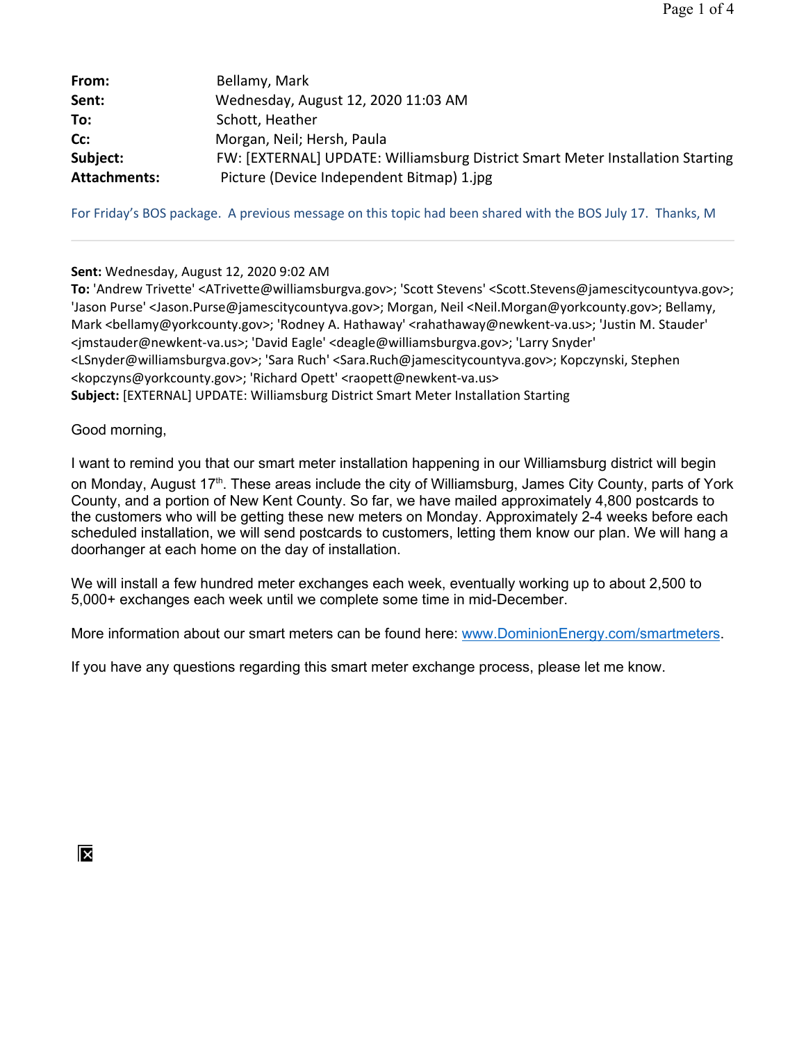| | |
|---|---|
| **From:** | Bellamy, Mark |
| **Sent:** | Wednesday, August 12, 2020 11:03 AM |
| **To:** | Schott, Heather |
| **Cc:** | Morgan, Neil; Hersh, Paula |
| **Subject:** | FW: [EXTERNAL] UPDATE: Williamsburg District Smart Meter Installation Starting |
| **Attachments:** | Picture (Device Independent Bitmap) 1.jpg |

For Friday's BOS package. A previous message on this topic had been shared with the BOS July 17. Thanks, M

---

**Sent:** Wednesday, August 12, 2020 9:02 AM
**To:** 'Andrew Trivette' <ATrivette@williamsburgva.gov>; 'Scott Stevens' <Scott.Stevens@jamescitycountyva.gov>; 'Jason Purse' <Jason.Purse@jamescitycountyva.gov>; Morgan, Neil <Neil.Morgan@yorkcounty.gov>; Bellamy, Mark <bellamy@yorkcounty.gov>; 'Rodney A. Hathaway' <rahathaway@newkent-va.us>; 'Justin M. Stauder' <jmstauder@newkent-va.us>; 'David Eagle' <deagle@williamsburgva.gov>; 'Larry Snyder' <LSnyder@williamsburgva.gov>; 'Sara Ruch' <Sara.Ruch@jamescitycountyva.gov>; Kopczynski, Stephen <kopczyns@yorkcounty.gov>; 'Richard Opett' <raopett@newkent-va.us>
**Subject:** [EXTERNAL] UPDATE: Williamsburg District Smart Meter Installation Starting

Good morning,

I want to remind you that our smart meter installation happening in our Williamsburg district will begin on Monday, August 17th. These areas include the city of Williamsburg, James City County, parts of York County, and a portion of New Kent County. So far, we have mailed approximately 4,800 postcards to the customers who will be getting these new meters on Monday. Approximately 2-4 weeks before each scheduled installation, we will send postcards to customers, letting them know our plan. We will hang a doorhanger at each home on the day of installation.

We will install a few hundred meter exchanges each week, eventually working up to about 2,500 to 5,000+ exchanges each week until we complete some time in mid-December.

More information about our smart meters can be found here: [www.DominionEnergy.com/smartmeters](http://www.DominionEnergy.com/smartmeters).

If you have any questions regarding this smart meter exchange process, please let me know.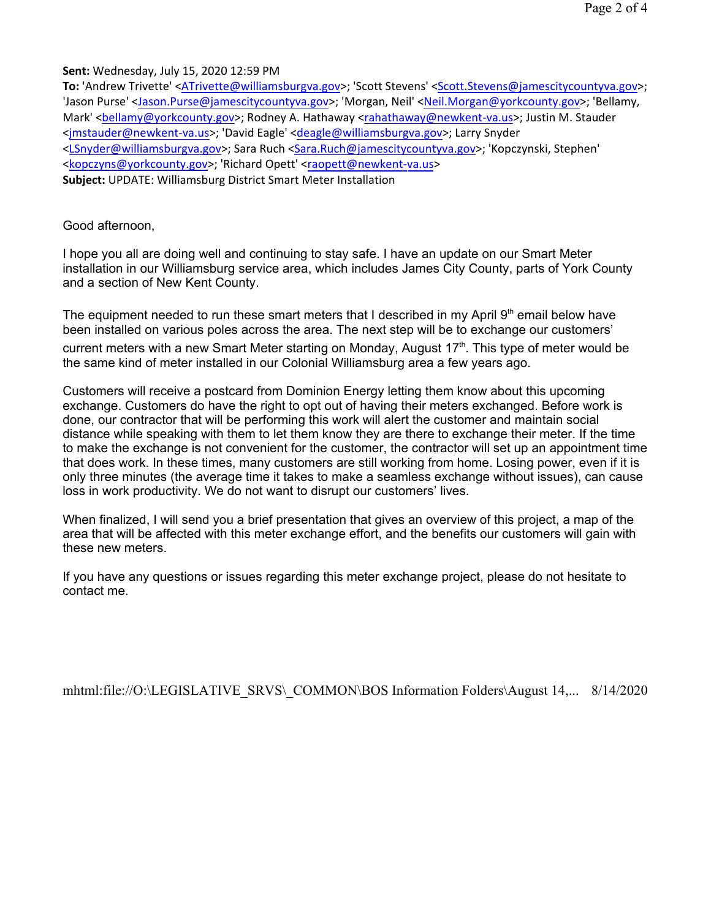**Sent:** Wednesday, July 15, 2020 12:59 PM
**To:** 'Andrew Trivette' <ATrivette@williamsburgva.gov>; 'Scott Stevens' <Scott.Stevens@jamescitycountyva.gov>; 'Jason Purse' <Jason.Purse@jamescitycountyva.gov>; 'Morgan, Neil' <Neil.Morgan@yorkcounty.gov>; 'Bellamy, Mark' <bellamy@yorkcounty.gov>; Rodney A. Hathaway <rahathaway@newkent-va.us>; Justin M. Stauder <jmstauder@newkent-va.us>; 'David Eagle' <deagle@williamsburgva.gov>; Larry Snyder <LSnyder@williamsburgva.gov>; Sara Ruch <Sara.Ruch@jamescitycountyva.gov>; 'Kopczynski, Stephen' <kopczyns@yorkcounty.gov>; 'Richard Opett' <raopett@newkent-va.us>
**Subject:** UPDATE: Williamsburg District Smart Meter Installation

Good afternoon,

I hope you all are doing well and continuing to stay safe. I have an update on our Smart Meter installation in our Williamsburg service area, which includes James City County, parts of York County and a section of New Kent County.

The equipment needed to run these smart meters that I described in my April 9th email below have been installed on various poles across the area. The next step will be to exchange our customers' current meters with a new Smart Meter starting on Monday, August 17th. This type of meter would be the same kind of meter installed in our Colonial Williamsburg area a few years ago.

Customers will receive a postcard from Dominion Energy letting them know about this upcoming exchange. Customers do have the right to opt out of having their meters exchanged. Before work is done, our contractor that will be performing this work will alert the customer and maintain social distance while speaking with them to let them know they are there to exchange their meter. If the time to make the exchange is not convenient for the customer, the contractor will set up an appointment time that does work. In these times, many customers are still working from home. Losing power, even if it is only three minutes (the average time it takes to make a seamless exchange without issues), can cause loss in work productivity. We do not want to disrupt our customers' lives.

When finalized, I will send you a brief presentation that gives an overview of this project, a map of the area that will be affected with this meter exchange effort, and the benefits our customers will gain with these new meters.

If you have any questions or issues regarding this meter exchange project, please do not hesitate to contact me.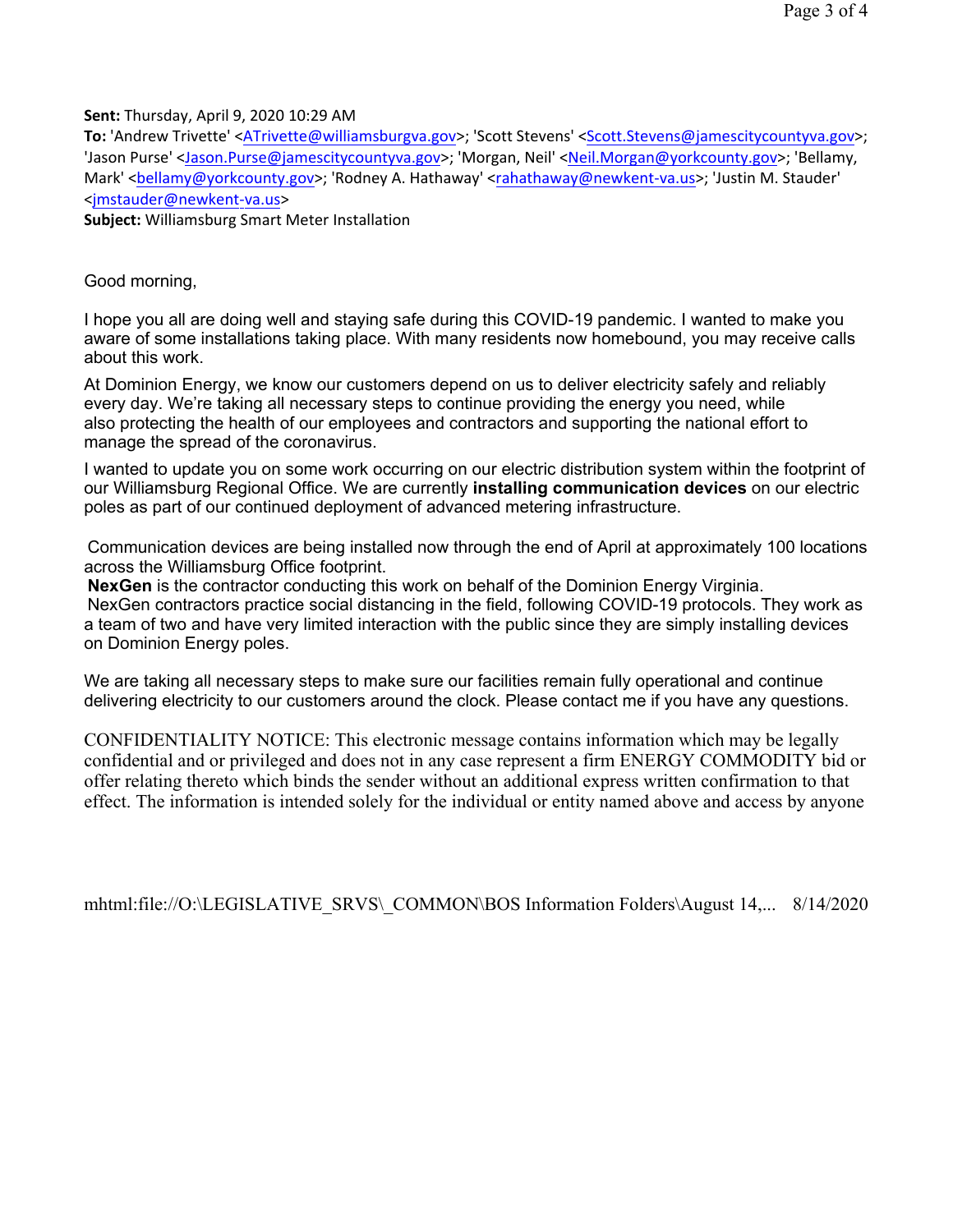**Sent:** Thursday, April 9, 2020 10:29 AM
**To:** 'Andrew Trivette' <ATrivette@williamsburgva.gov>; 'Scott Stevens' <Scott.Stevens@jamescitycountyva.gov>; 'Jason Purse' <Jason.Purse@jamescitycountyva.gov>; 'Morgan, Neil' <Neil.Morgan@yorkcounty.gov>; 'Bellamy, Mark' <bellamy@yorkcounty.gov>; 'Rodney A. Hathaway' <rahathaway@newkent-va.us>; 'Justin M. Stauder' <jmstauder@newkent-va.us>
**Subject:** Williamsburg Smart Meter Installation

Good morning,

I hope you all are doing well and staying safe during this COVID-19 pandemic. I wanted to make you aware of some installations taking place. With many residents now homebound, you may receive calls about this work.

At Dominion Energy, we know our customers depend on us to deliver electricity safely and reliably every day. We're taking all necessary steps to continue providing the energy you need, while also protecting the health of our employees and contractors and supporting the national effort to manage the spread of the coronavirus.

I wanted to update you on some work occurring on our electric distribution system within the footprint of our Williamsburg Regional Office. We are currently **installing communication devices** on our electric poles as part of our continued deployment of advanced metering infrastructure.

Communication devices are being installed now through the end of April at approximately 100 locations across the Williamsburg Office footprint.
**NexGen** is the contractor conducting this work on behalf of the Dominion Energy Virginia.
NexGen contractors practice social distancing in the field, following COVID-19 protocols. They work as a team of two and have very limited interaction with the public since they are simply installing devices on Dominion Energy poles.

We are taking all necessary steps to make sure our facilities remain fully operational and continue delivering electricity to our customers around the clock. Please contact me if you have any questions.

CONFIDENTIALITY NOTICE: This electronic message contains information which may be legally confidential and or privileged and does not in any case represent a firm ENERGY COMMODITY bid or offer relating thereto which binds the sender without an additional express written confirmation to that effect. The information is intended solely for the individual or entity named above and access by anyone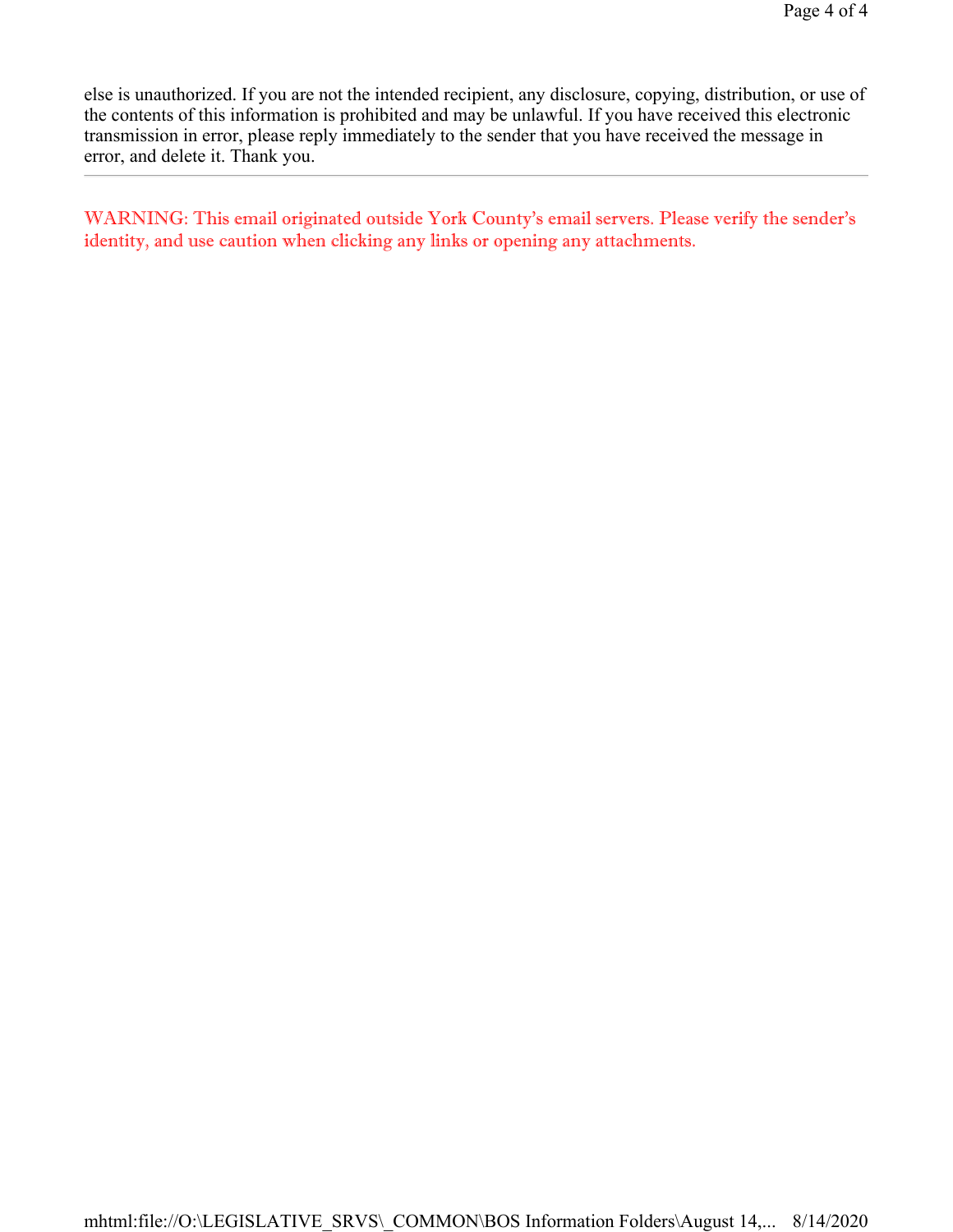else is unauthorized. If you are not the intended recipient, any disclosure, copying, distribution, or use of the contents of this information is prohibited and may be unlawful. If you have received this electronic transmission in error, please reply immediately to the sender that you have received the message in error, and delete it. Thank you.

---

WARNING: This email originated outside York County's email servers. Please verify the sender's identity, and use caution when clicking any links or opening any attachments.